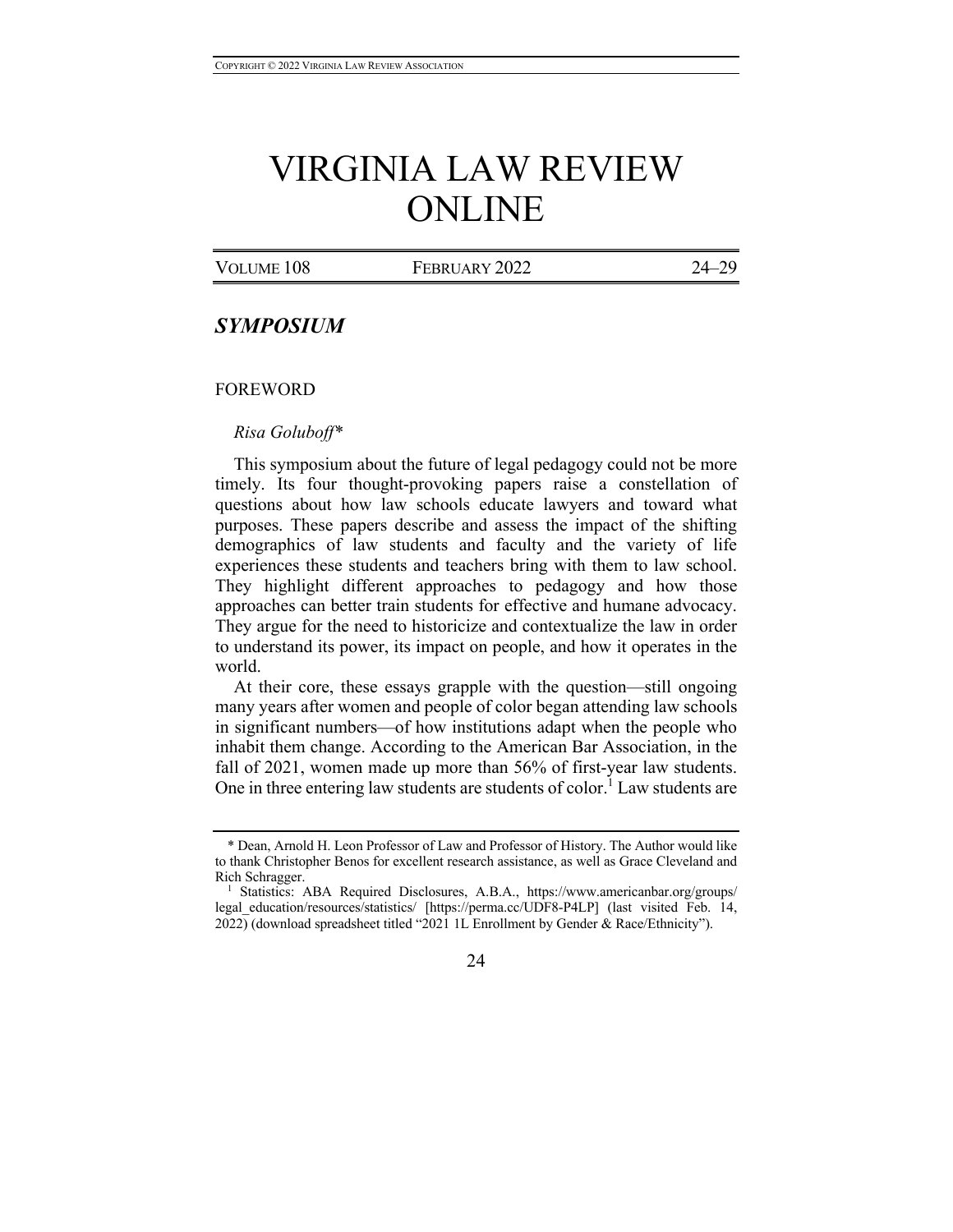# VIRGINIA LAW REVIEW ONLINE

## *SYMPOSIUM*

### FOREWORD

*Risa Goluboff\**

This symposium about the future of legal pedagogy could not be more timely. Its four thought-provoking papers raise a constellation of questions about how law schools educate lawyers and toward what purposes. These papers describe and assess the impact of the shifting demographics of law students and faculty and the variety of life experiences these students and teachers bring with them to law school. They highlight different approaches to pedagogy and how those approaches can better train students for effective and humane advocacy. They argue for the need to historicize and contextualize the law in order to understand its power, its impact on people, and how it operates in the world.

At their core, these essays grapple with the question—still ongoing many years after women and people of color began attending law schools in significant numbers—of how institutions adapt when the people who inhabit them change. According to the American Bar Association, in the fall of 2021, women made up more than 56% of first-year law students. One in three entering law students are students of color.[1] Law students are

---

\* Dean, Arnold H. Leon Professor of Law and Professor of History. The Author would like to thank Christopher Benos for excellent research assistance, as well as Grace Cleveland and Rich Schragger.

[1] Statistics: ABA Required Disclosures, A.B.A., https://www.americanbar.org/groups/legal_education/resources/statistics/ [https://perma.cc/UDF8-P4LP] (last visited Feb. 14, 2022) (download spreadsheet titled "2021 1L Enrollment by Gender & Race/Ethnicity").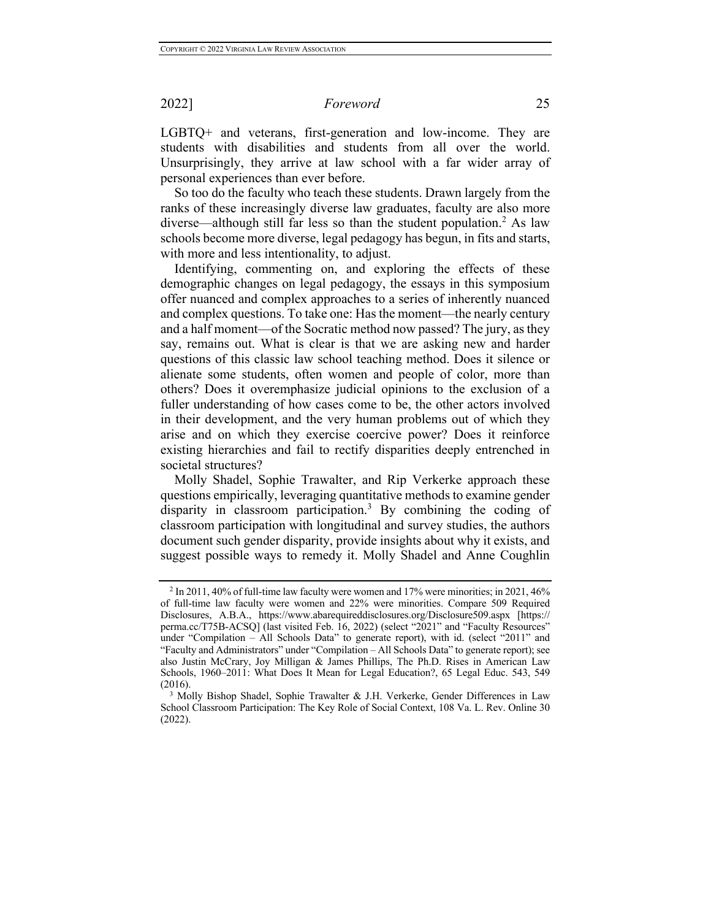LGBTQ+ and veterans, first-generation and low-income. They are students with disabilities and students from all over the world. Unsurprisingly, they arrive at law school with a far wider array of personal experiences than ever before.

So too do the faculty who teach these students. Drawn largely from the ranks of these increasingly diverse law graduates, faculty are also more diverse—although still far less so than the student population.[2] As law schools become more diverse, legal pedagogy has begun, in fits and starts, with more and less intentionality, to adjust.

Identifying, commenting on, and exploring the effects of these demographic changes on legal pedagogy, the essays in this symposium offer nuanced and complex approaches to a series of inherently nuanced and complex questions. To take one: Has the moment—the nearly century and a half moment—of the Socratic method now passed? The jury, as they say, remains out. What is clear is that we are asking new and harder questions of this classic law school teaching method. Does it silence or alienate some students, often women and people of color, more than others? Does it overemphasize judicial opinions to the exclusion of a fuller understanding of how cases come to be, the other actors involved in their development, and the very human problems out of which they arise and on which they exercise coercive power? Does it reinforce existing hierarchies and fail to rectify disparities deeply entrenched in societal structures?

Molly Shadel, Sophie Trawalter, and Rip Verkerke approach these questions empirically, leveraging quantitative methods to examine gender disparity in classroom participation.[3] By combining the coding of classroom participation with longitudinal and survey studies, the authors document such gender disparity, provide insights about why it exists, and suggest possible ways to remedy it. Molly Shadel and Anne Coughlin

---

[2] In 2011, 40% of full-time law faculty were women and 17% were minorities; in 2021, 46% of full-time law faculty were women and 22% were minorities. Compare 509 Required Disclosures, A.B.A., https://www.abarequireddisclosures.org/Disclosure509.aspx [https://perma.cc/T75B-ACSQ] (last visited Feb. 16, 2022) (select "2021" and "Faculty Resources" under "Compilation – All Schools Data" to generate report), with id. (select "2011" and "Faculty and Administrators" under "Compilation – All Schools Data" to generate report); see also Justin McCrary, Joy Milligan & James Phillips, The Ph.D. Rises in American Law Schools, 1960–2011: What Does It Mean for Legal Education?, 65 Legal Educ. 543, 549 (2016).

[3] Molly Bishop Shadel, Sophie Trawalter & J.H. Verkerke, Gender Differences in Law School Classroom Participation: The Key Role of Social Context, 108 Va. L. Rev. Online 30 (2022).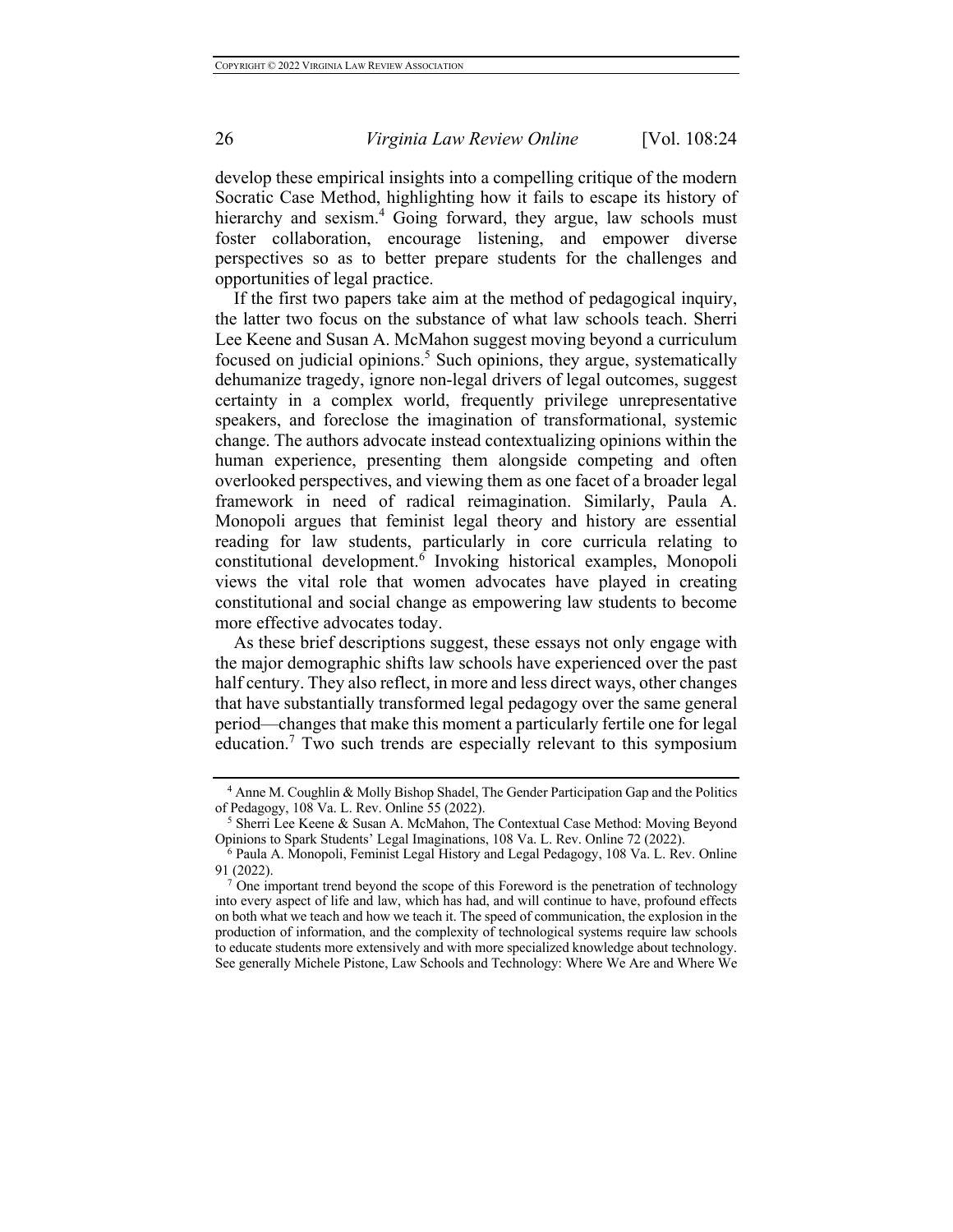develop these empirical insights into a compelling critique of the modern Socratic Case Method, highlighting how it fails to escape its history of hierarchy and sexism.[4] Going forward, they argue, law schools must foster collaboration, encourage listening, and empower diverse perspectives so as to better prepare students for the challenges and opportunities of legal practice.

If the first two papers take aim at the method of pedagogical inquiry, the latter two focus on the substance of what law schools teach. Sherri Lee Keene and Susan A. McMahon suggest moving beyond a curriculum focused on judicial opinions.[5] Such opinions, they argue, systematically dehumanize tragedy, ignore non-legal drivers of legal outcomes, suggest certainty in a complex world, frequently privilege unrepresentative speakers, and foreclose the imagination of transformational, systemic change. The authors advocate instead contextualizing opinions within the human experience, presenting them alongside competing and often overlooked perspectives, and viewing them as one facet of a broader legal framework in need of radical reimagination. Similarly, Paula A. Monopoli argues that feminist legal theory and history are essential reading for law students, particularly in core curricula relating to constitutional development.[6] Invoking historical examples, Monopoli views the vital role that women advocates have played in creating constitutional and social change as empowering law students to become more effective advocates today.

As these brief descriptions suggest, these essays not only engage with the major demographic shifts law schools have experienced over the past half century. They also reflect, in more and less direct ways, other changes that have substantially transformed legal pedagogy over the same general period—changes that make this moment a particularly fertile one for legal education.[7] Two such trends are especially relevant to this symposium

---

[4] Anne M. Coughlin & Molly Bishop Shadel, The Gender Participation Gap and the Politics of Pedagogy, 108 Va. L. Rev. Online 55 (2022).

[5] Sherri Lee Keene & Susan A. McMahon, The Contextual Case Method: Moving Beyond Opinions to Spark Students' Legal Imaginations, 108 Va. L. Rev. Online 72 (2022).

[6] Paula A. Monopoli, Feminist Legal History and Legal Pedagogy, 108 Va. L. Rev. Online 91 (2022).

[7] One important trend beyond the scope of this Foreword is the penetration of technology into every aspect of life and law, which has had, and will continue to have, profound effects on both what we teach and how we teach it. The speed of communication, the explosion in the production of information, and the complexity of technological systems require law schools to educate students more extensively and with more specialized knowledge about technology. See generally Michele Pistone, Law Schools and Technology: Where We Are and Where We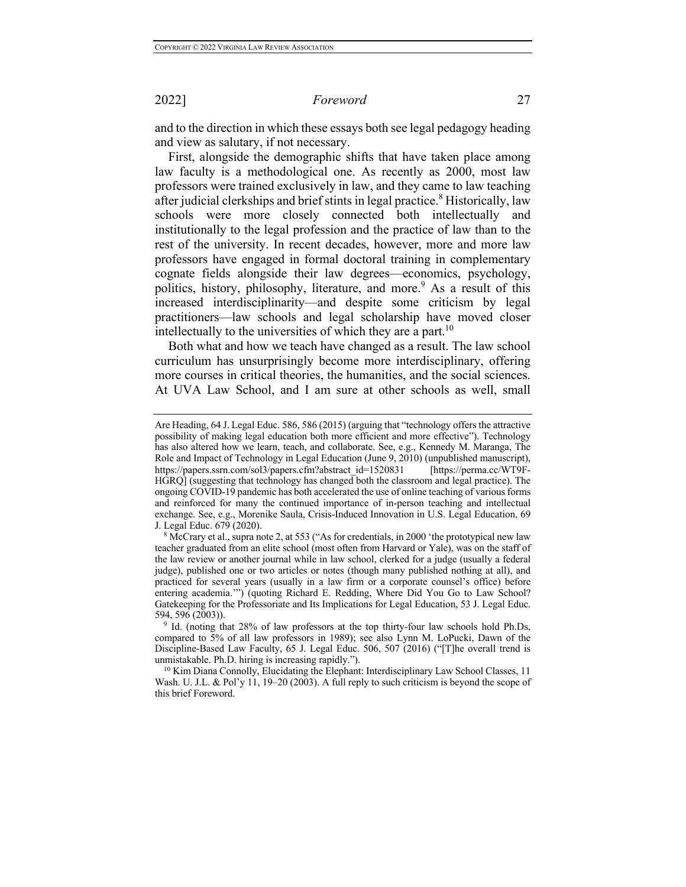and to the direction in which these essays both see legal pedagogy heading and view as salutary, if not necessary.

First, alongside the demographic shifts that have taken place among law faculty is a methodological one. As recently as 2000, most law professors were trained exclusively in law, and they came to law teaching after judicial clerkships and brief stints in legal practice.[8] Historically, law schools were more closely connected both intellectually and institutionally to the legal profession and the practice of law than to the rest of the university. In recent decades, however, more and more law professors have engaged in formal doctoral training in complementary cognate fields alongside their law degrees—economics, psychology, politics, history, philosophy, literature, and more.[9] As a result of this increased interdisciplinarity—and despite some criticism by legal practitioners—law schools and legal scholarship have moved closer intellectually to the universities of which they are a part.[10]

Both what and how we teach have changed as a result. The law school curriculum has unsurprisingly become more interdisciplinary, offering more courses in critical theories, the humanities, and the social sciences. At UVA Law School, and I am sure at other schools as well, small

---

Are Heading, 64 J. Legal Educ. 586, 586 (2015) (arguing that "technology offers the attractive possibility of making legal education both more efficient and more effective"). Technology has also altered how we learn, teach, and collaborate. See, e.g., Kennedy M. Maranga, The Role and Impact of Technology in Legal Education (June 9, 2010) (unpublished manuscript), https://papers.ssrn.com/sol3/papers.cfm?abstract_id=1520831 [https://perma.cc/WT9F-HGRQ] (suggesting that technology has changed both the classroom and legal practice). The ongoing COVID-19 pandemic has both accelerated the use of online teaching of various forms and reinforced for many the continued importance of in-person teaching and intellectual exchange. See, e.g., Morenike Saula, Crisis-Induced Innovation in U.S. Legal Education, 69 J. Legal Educ. 679 (2020).

[8] McCrary et al., supra note 2, at 553 ("As for credentials, in 2000 'the prototypical new law teacher graduated from an elite school (most often from Harvard or Yale), was on the staff of the law review or another journal while in law school, clerked for a judge (usually a federal judge), published one or two articles or notes (though many published nothing at all), and practiced for several years (usually in a law firm or a corporate counsel's office) before entering academia.'") (quoting Richard E. Redding, Where Did You Go to Law School? Gatekeeping for the Professoriate and Its Implications for Legal Education, 53 J. Legal Educ. 594, 596 (2003)).

[9] Id. (noting that 28% of law professors at the top thirty-four law schools hold Ph.Ds, compared to 5% of all law professors in 1989); see also Lynn M. LoPucki, Dawn of the Discipline-Based Law Faculty, 65 J. Legal Educ. 506, 507 (2016) ("[T]he overall trend is unmistakable. Ph.D. hiring is increasing rapidly.").

[10] Kim Diana Connolly, Elucidating the Elephant: Interdisciplinary Law School Classes, 11 Wash. U. J.L. & Pol'y 11, 19–20 (2003). A full reply to such criticism is beyond the scope of this brief Foreword.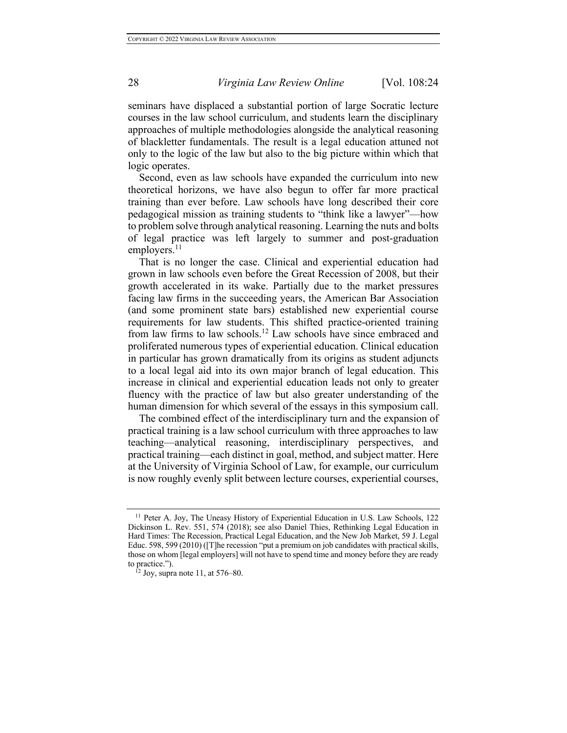seminars have displaced a substantial portion of large Socratic lecture courses in the law school curriculum, and students learn the disciplinary approaches of multiple methodologies alongside the analytical reasoning of blackletter fundamentals. The result is a legal education attuned not only to the logic of the law but also to the big picture within which that logic operates.

Second, even as law schools have expanded the curriculum into new theoretical horizons, we have also begun to offer far more practical training than ever before. Law schools have long described their core pedagogical mission as training students to "think like a lawyer"—how to problem solve through analytical reasoning. Learning the nuts and bolts of legal practice was left largely to summer and post-graduation employers.[11]

That is no longer the case. Clinical and experiential education had grown in law schools even before the Great Recession of 2008, but their growth accelerated in its wake. Partially due to the market pressures facing law firms in the succeeding years, the American Bar Association (and some prominent state bars) established new experiential course requirements for law students. This shifted practice-oriented training from law firms to law schools.[12] Law schools have since embraced and proliferated numerous types of experiential education. Clinical education in particular has grown dramatically from its origins as student adjuncts to a local legal aid into its own major branch of legal education. This increase in clinical and experiential education leads not only to greater fluency with the practice of law but also greater understanding of the human dimension for which several of the essays in this symposium call.

The combined effect of the interdisciplinary turn and the expansion of practical training is a law school curriculum with three approaches to law teaching—analytical reasoning, interdisciplinary perspectives, and practical training—each distinct in goal, method, and subject matter. Here at the University of Virginia School of Law, for example, our curriculum is now roughly evenly split between lecture courses, experiential courses,

---

[11] Peter A. Joy, The Uneasy History of Experiential Education in U.S. Law Schools, 122 Dickinson L. Rev. 551, 574 (2018); see also Daniel Thies, Rethinking Legal Education in Hard Times: The Recession, Practical Legal Education, and the New Job Market, 59 J. Legal Educ. 598, 599 (2010) ([T]he recession "put a premium on job candidates with practical skills, those on whom [legal employers] will not have to spend time and money before they are ready to practice.").

[12] Joy, supra note 11, at 576–80.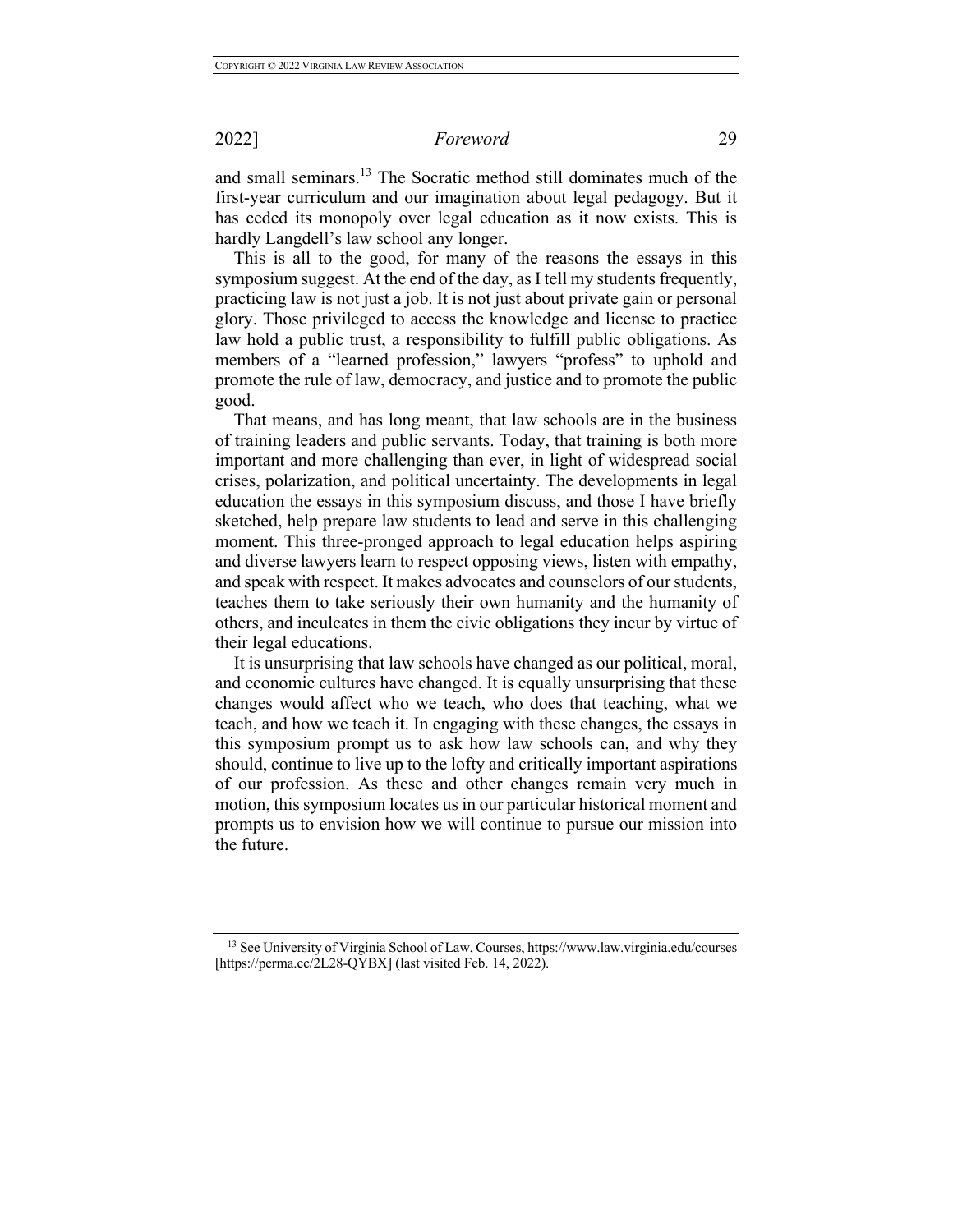and small seminars.[13] The Socratic method still dominates much of the first-year curriculum and our imagination about legal pedagogy. But it has ceded its monopoly over legal education as it now exists. This is hardly Langdell's law school any longer.

This is all to the good, for many of the reasons the essays in this symposium suggest. At the end of the day, as I tell my students frequently, practicing law is not just a job. It is not just about private gain or personal glory. Those privileged to access the knowledge and license to practice law hold a public trust, a responsibility to fulfill public obligations. As members of a "learned profession," lawyers "profess" to uphold and promote the rule of law, democracy, and justice and to promote the public good.

That means, and has long meant, that law schools are in the business of training leaders and public servants. Today, that training is both more important and more challenging than ever, in light of widespread social crises, polarization, and political uncertainty. The developments in legal education the essays in this symposium discuss, and those I have briefly sketched, help prepare law students to lead and serve in this challenging moment. This three-pronged approach to legal education helps aspiring and diverse lawyers learn to respect opposing views, listen with empathy, and speak with respect. It makes advocates and counselors of our students, teaches them to take seriously their own humanity and the humanity of others, and inculcates in them the civic obligations they incur by virtue of their legal educations.

It is unsurprising that law schools have changed as our political, moral, and economic cultures have changed. It is equally unsurprising that these changes would affect who we teach, who does that teaching, what we teach, and how we teach it. In engaging with these changes, the essays in this symposium prompt us to ask how law schools can, and why they should, continue to live up to the lofty and critically important aspirations of our profession. As these and other changes remain very much in motion, this symposium locates us in our particular historical moment and prompts us to envision how we will continue to pursue our mission into the future.

[13] See University of Virginia School of Law, Courses, https://www.law.virginia.edu/courses [https://perma.cc/2L28-QYBX] (last visited Feb. 14, 2022).